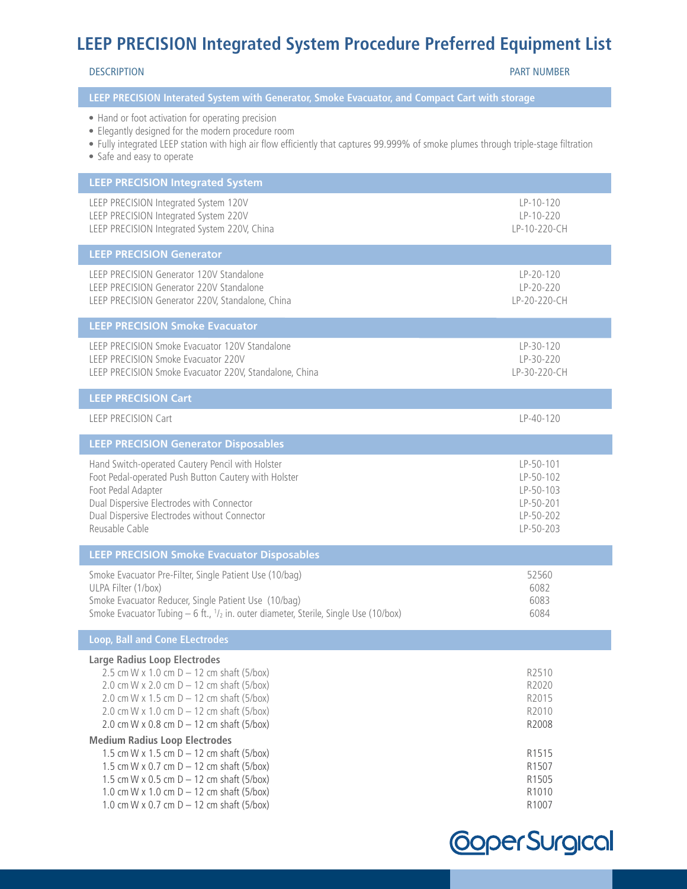# LEEP PRECISION Integrated System Procedure Preferred Equipment List

| DESCRIPTION | PART NUMBER |
|---|---|
| **LEEP PRECISION Interated System with Generator, Smoke Evacuator, and Compact Cart with storage** | |

- Hand or foot activation for operating precision
- Elegantly designed for the modern procedure room
- Fully integrated LEEP station with high air flow efficiently that captures 99.999% of smoke plumes through triple-stage filtration
- Safe and easy to operate

| DESCRIPTION | PART NUMBER |
|---|---|
| **LEEP PRECISION Integrated System** | |
| LEEP PRECISION Integrated System 120V | LP-10-120 |
| LEEP PRECISION Integrated System 220V | LP-10-220 |
| LEEP PRECISION Integrated System 220V, China | LP-10-220-CH |
| **LEEP PRECISION Generator** | |
| LEEP PRECISION Generator 120V Standalone | LP-20-120 |
| LEEP PRECISION Generator 220V Standalone | LP-20-220 |
| LEEP PRECISION Generator 220V, Standalone, China | LP-20-220-CH |
| **LEEP PRECISION Smoke Evacuator** | |
| LEEP PRECISION Smoke Evacuator 120V Standalone | LP-30-120 |
| LEEP PRECISION Smoke Evacuator 220V | LP-30-220 |
| LEEP PRECISION Smoke Evacuator 220V, Standalone, China | LP-30-220-CH |
| **LEEP PRECISION Cart** | |
| LEEP PRECISION Cart | LP-40-120 |
| **LEEP PRECISION Generator Disposables** | |
| Hand Switch-operated Cautery Pencil with Holster | LP-50-101 |
| Foot Pedal-operated Push Button Cautery with Holster | LP-50-102 |
| Foot Pedal Adapter | LP-50-103 |
| Dual Dispersive Electrodes with Connector | LP-50-201 |
| Dual Dispersive Electrodes without Connector | LP-50-202 |
| Reusable Cable | LP-50-203 |
| **LEEP PRECISION Smoke Evacuator Disposables** | |
| Smoke Evacuator Pre-Filter, Single Patient Use (10/bag) | 52560 |
| ULPA Filter (1/box) | 6082 |
| Smoke Evacuator Reducer, Single Patient Use (10/bag) | 6083 |
| Smoke Evacuator Tubing – 6 ft., 1/2 in. outer diameter, Sterile, Single Use (10/box) | 6084 |
| **Loop, Ball and Cone ELectrodes** | |
| **Large Radius Loop Electrodes** | |
| 2.5 cm W x 1.0 cm D – 12 cm shaft (5/box) | R2510 |
| 2.0 cm W x 2.0 cm D – 12 cm shaft (5/box) | R2020 |
| 2.0 cm W x 1.5 cm D – 12 cm shaft (5/box) | R2015 |
| 2.0 cm W x 1.0 cm D – 12 cm shaft (5/box) | R2010 |
| 2.0 cm W x 0.8 cm D – 12 cm shaft (5/box) | R2008 |
| **Medium Radius Loop Electrodes** | |
| 1.5 cm W x 1.5 cm D – 12 cm shaft (5/box) | R1515 |
| 1.5 cm W x 0.7 cm D – 12 cm shaft (5/box) | R1507 |
| 1.5 cm W x 0.5 cm D – 12 cm shaft (5/box) | R1505 |
| 1.0 cm W x 1.0 cm D – 12 cm shaft (5/box) | R1010 |
| 1.0 cm W x 0.7 cm D – 12 cm shaft (5/box) | R1007 |

CooperSurgical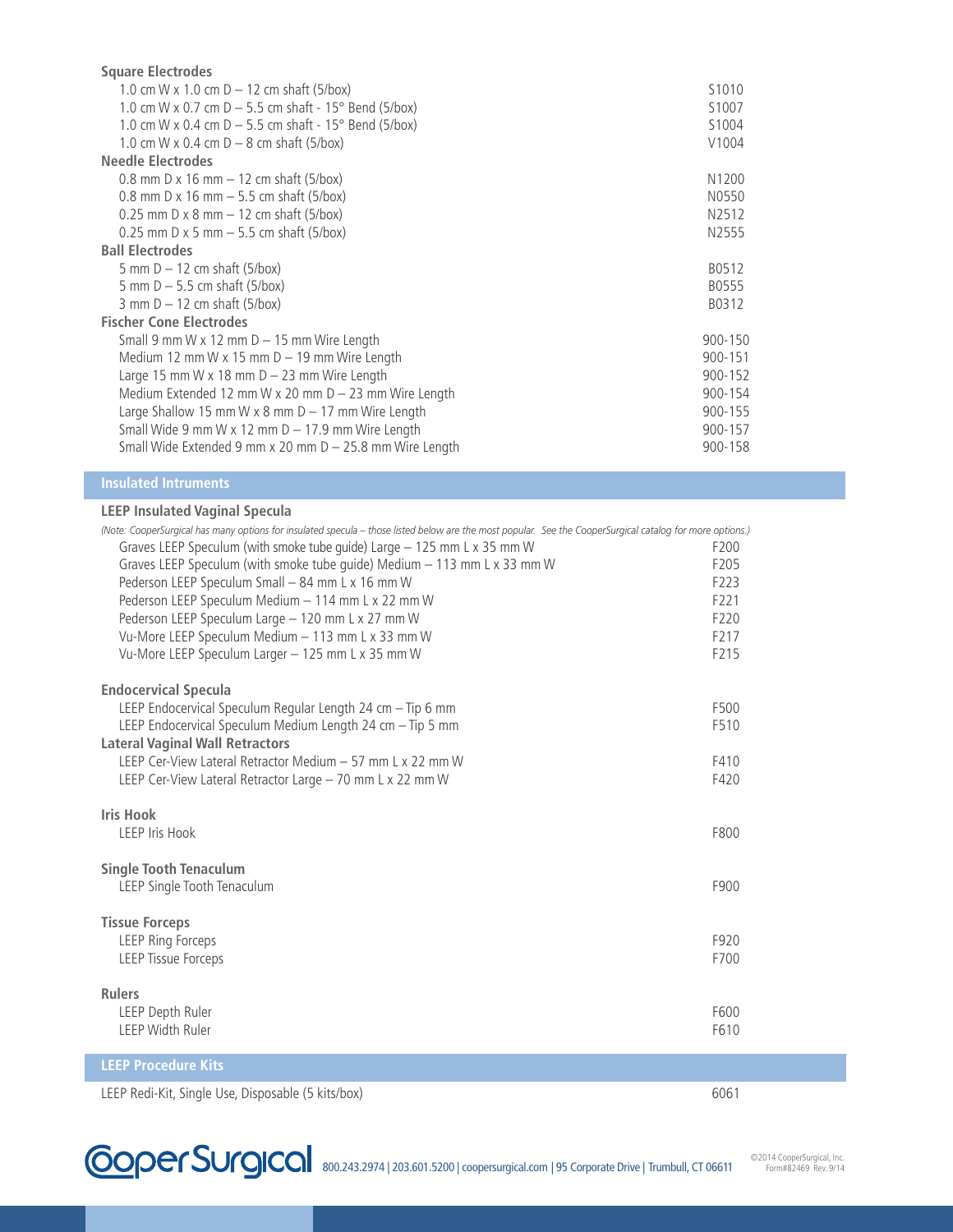| | |
|---|---|
| **Square Electrodes** | |
| 1.0 cm W x 1.0 cm D – 12 cm shaft (5/box) | S1010 |
| 1.0 cm W x 0.7 cm D – 5.5 cm shaft - 15° Bend (5/box) | S1007 |
| 1.0 cm W x 0.4 cm D – 5.5 cm shaft - 15° Bend (5/box) | S1004 |
| 1.0 cm W x 0.4 cm D – 8 cm shaft (5/box) | V1004 |
| **Needle Electrodes** | |
| 0.8 mm D x 16 mm – 12 cm shaft (5/box) | N1200 |
| 0.8 mm D x 16 mm – 5.5 cm shaft (5/box) | N0550 |
| 0.25 mm D x 8 mm – 12 cm shaft (5/box) | N2512 |
| 0.25 mm D x 5 mm – 5.5 cm shaft (5/box) | N2555 |
| **Ball Electrodes** | |
| 5 mm D – 12 cm shaft (5/box) | B0512 |
| 5 mm D – 5.5 cm shaft (5/box) | B0555 |
| 3 mm D – 12 cm shaft (5/box) | B0312 |
| **Fischer Cone Electrodes** | |
| Small 9 mm W x 12 mm D – 15 mm Wire Length | 900-150 |
| Medium 12 mm W x 15 mm D – 19 mm Wire Length | 900-151 |
| Large 15 mm W x 18 mm D – 23 mm Wire Length | 900-152 |
| Medium Extended 12 mm W x 20 mm D – 23 mm Wire Length | 900-154 |
| Large Shallow 15 mm W x 8 mm D – 17 mm Wire Length | 900-155 |
| Small Wide 9 mm W x 12 mm D – 17.9 mm Wire Length | 900-157 |
| Small Wide Extended 9 mm x 20 mm D – 25.8 mm Wire Length | 900-158 |

## Insulated Intruments

### LEEP Insulated Vaginal Specula

*(Note: CooperSurgical has many options for insulated specula – those listed below are the most popular. See the CooperSurgical catalog for more options.)*

| | |
|---|---|
| Graves LEEP Speculum (with smoke tube guide) Large – 125 mm L x 35 mm W | F200 |
| Graves LEEP Speculum (with smoke tube guide) Medium – 113 mm L x 33 mm W | F205 |
| Pederson LEEP Speculum Small – 84 mm L x 16 mm W | F223 |
| Pederson LEEP Speculum Medium – 114 mm L x 22 mm W | F221 |
| Pederson LEEP Speculum Large – 120 mm L x 27 mm W | F220 |
| Vu-More LEEP Speculum Medium – 113 mm L x 33 mm W | F217 |
| Vu-More LEEP Speculum Larger – 125 mm L x 35 mm W | F215 |

| | |
|---|---|
| **Endocervical Specula** | |
| LEEP Endocervical Speculum Regular Length 24 cm – Tip 6 mm | F500 |
| LEEP Endocervical Speculum Medium Length 24 cm – Tip 5 mm | F510 |
| **Lateral Vaginal Wall Retractors** | |
| LEEP Cer-View Lateral Retractor Medium – 57 mm L x 22 mm W | F410 |
| LEEP Cer-View Lateral Retractor Large – 70 mm L x 22 mm W | F420 |

| | |
|---|---|
| **Iris Hook** | |
| LEEP Iris Hook | F800 |

| | |
|---|---|
| **Single Tooth Tenaculum** | |
| LEEP Single Tooth Tenaculum | F900 |

| | |
|---|---|
| **Tissue Forceps** | |
| LEEP Ring Forceps | F920 |
| LEEP Tissue Forceps | F700 |

| | |
|---|---|
| **Rulers** | |
| LEEP Depth Ruler | F600 |
| LEEP Width Ruler | F610 |

## LEEP Procedure Kits

| | |
|---|---|
| LEEP Redi-Kit, Single Use, Disposable (5 kits/box) | 6061 |

CooperSurgical 800.243.2974 | 203.601.5200 | coopersurgical.com | 95 Corporate Drive | Trumbull, CT 06611

©2014 CooperSurgical, Inc. Form#82469 Rev. 9/14